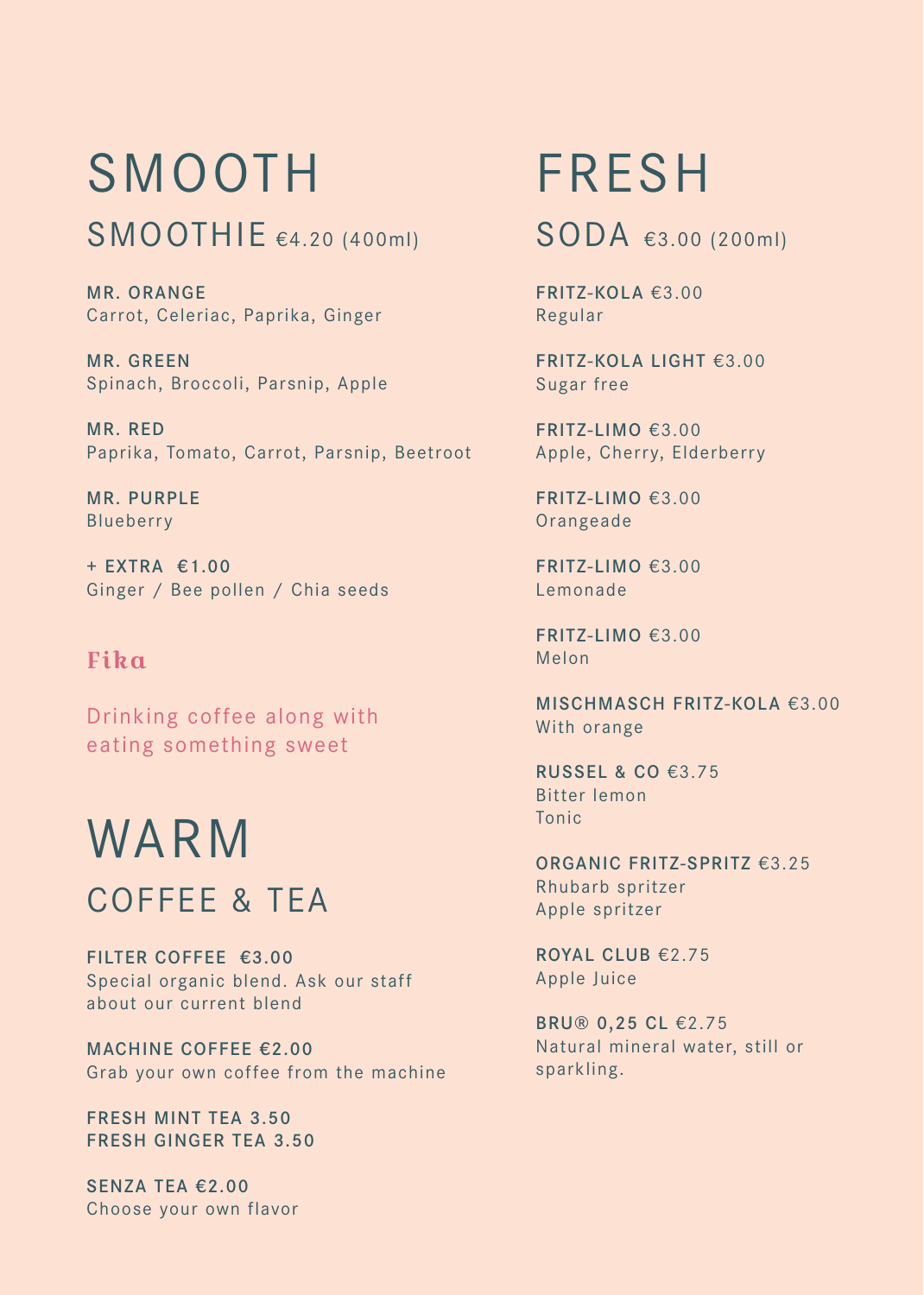# SMOOTH

## SMOOTHIE €4.20 (400ml)

**MR. ORANGE**
Carrot, Celeriac, Paprika, Ginger

**MR. GREEN**
Spinach, Broccoli, Parsnip, Apple

**MR. RED**
Paprika, Tomato, Carrot, Parsnip, Beetroot

**MR. PURPLE**
Blueberry

**+ EXTRA €1.00**
Ginger / Bee pollen / Chia seeds

### Fika

Drinking coffee along with eating something sweet

# WARM

## COFFEE & TEA

**FILTER COFFEE €3.00**
Special organic blend. Ask our staff about our current blend

**MACHINE COFFEE €2.00**
Grab your own coffee from the machine

**FRESH MINT TEA 3.50**
**FRESH GINGER TEA 3.50**

**SENZA TEA €2.00**
Choose your own flavor

# FRESH

## SODA €3.00 (200ml)

**FRITZ-KOLA** €3.00
Regular

**FRITZ-KOLA LIGHT** €3.00
Sugar free

**FRITZ-LIMO** €3.00
Apple, Cherry, Elderberry

**FRITZ-LIMO** €3.00
Orangeade

**FRITZ-LIMO** €3.00
Lemonade

**FRITZ-LIMO** €3.00
Melon

**MISCHMASCH FRITZ-KOLA** €3.00
With orange

**RUSSEL & CO** €3.75
Bitter lemon
Tonic

**ORGANIC FRITZ-SPRITZ** €3.25
Rhubarb spritzer
Apple spritzer

**ROYAL CLUB** €2.75
Apple Juice

**BRU® 0,25 CL** €2.75
Natural mineral water, still or sparkling.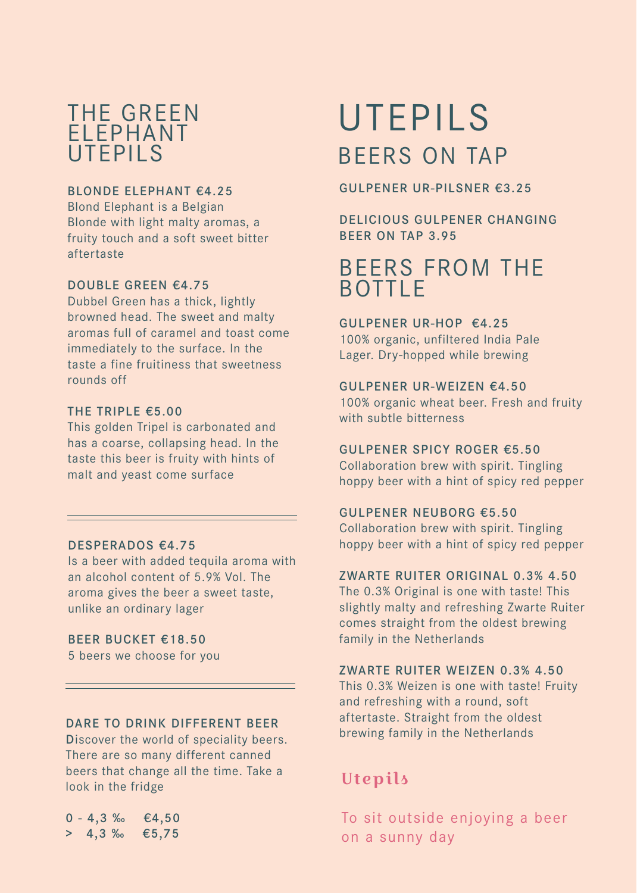# THE GREEN ELEPHANT UTEPILS

**BLONDE ELEPHANT €4.25**
Blond Elephant is a Belgian Blonde with light malty aromas, a fruity touch and a soft sweet bitter aftertaste

**DOUBLE GREEN €4.75**
Dubbel Green has a thick, lightly browned head. The sweet and malty aromas full of caramel and toast come immediately to the surface. In the taste a fine fruitiness that sweetness rounds off

**THE TRIPLE €5.00**
This golden Tripel is carbonated and has a coarse, collapsing head. In the taste this beer is fruity with hints of malt and yeast come surface

---

**DESPERADOS €4.75**
Is a beer with added tequila aroma with an alcohol content of 5.9% Vol. The aroma gives the beer a sweet taste, unlike an ordinary lager

**BEER BUCKET €18.50**
5 beers we choose for you

---

**DARE TO DRINK DIFFERENT BEER**
Discover the world of speciality beers. There are so many different canned beers that change all the time. Take a look in the fridge

0 - 4,3 ‰ €4,50
> 4,3 ‰ €5,75

# UTEPILS

## BEERS ON TAP

**GULPENER UR-PILSNER €3.25**

**DELICIOUS GULPENER CHANGING BEER ON TAP 3.95**

## BEERS FROM THE BOTTLE

**GULPENER UR-HOP €4.25**
100% organic, unfiltered India Pale Lager. Dry-hopped while brewing

**GULPENER UR-WEIZEN €4.50**
100% organic wheat beer. Fresh and fruity with subtle bitterness

**GULPENER SPICY ROGER €5.50**
Collaboration brew with spirit. Tingling hoppy beer with a hint of spicy red pepper

**GULPENER NEUBORG €5.50**
Collaboration brew with spirit. Tingling hoppy beer with a hint of spicy red pepper

**ZWARTE RUITER ORIGINAL 0.3% 4.50**
The 0.3% Original is one with taste! This slightly malty and refreshing Zwarte Ruiter comes straight from the oldest brewing family in the Netherlands

**ZWARTE RUITER WEIZEN 0.3% 4.50**
This 0.3% Weizen is one with taste! Fruity and refreshing with a round, soft aftertaste. Straight from the oldest brewing family in the Netherlands

**Utepils**

To sit outside enjoying a beer on a sunny day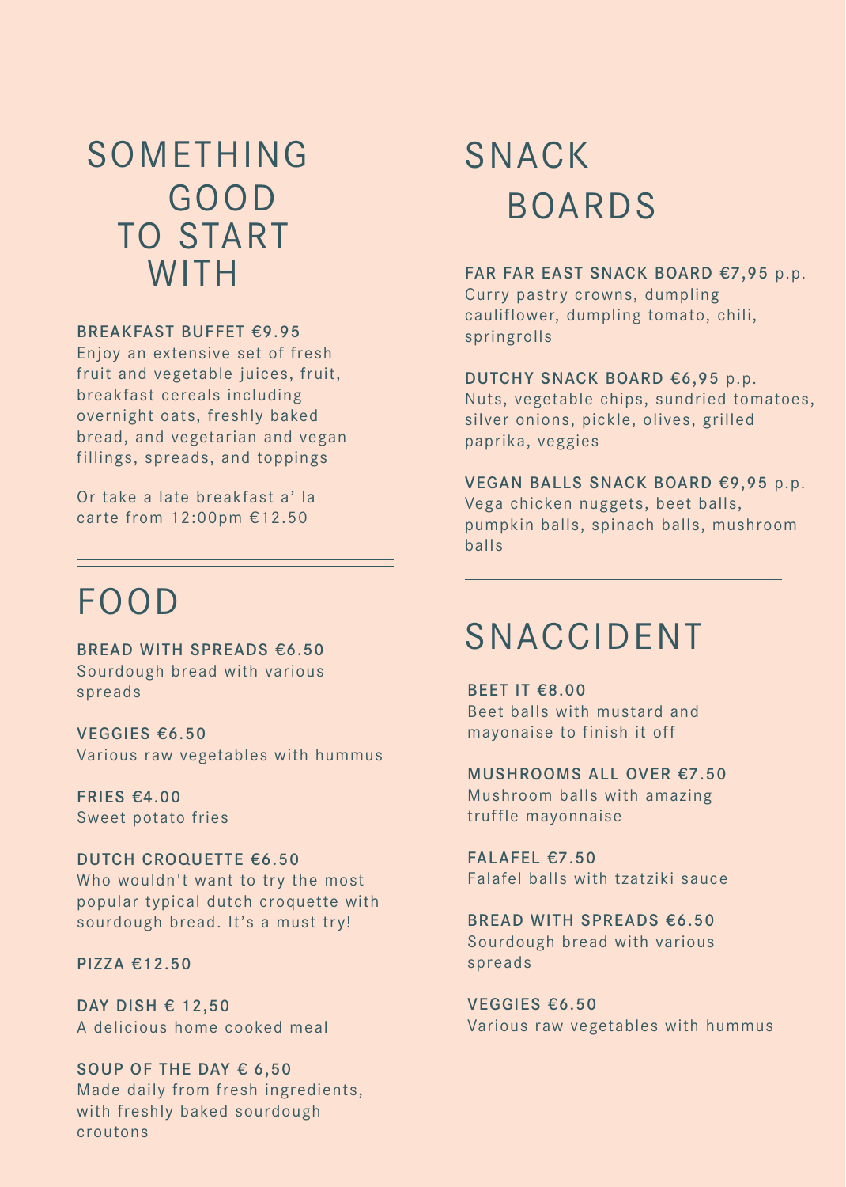# SOMETHING GOOD TO START WITH

**BREAKFAST BUFFET €9.95**
Enjoy an extensive set of fresh fruit and vegetable juices, fruit, breakfast cereals including overnight oats, freshly baked bread, and vegetarian and vegan fillings, spreads, and toppings

Or take a late breakfast a' la carte from 12:00pm €12.50

# FOOD

**BREAD WITH SPREADS €6.50**
Sourdough bread with various spreads

**VEGGIES €6.50**
Various raw vegetables with hummus

**FRIES €4.00**
Sweet potato fries

**DUTCH CROQUETTE €6.50**
Who wouldn't want to try the most popular typical dutch croquette with sourdough bread. It's a must try!

**PIZZA €12.50**

**DAY DISH € 12,50**
A delicious home cooked meal

**SOUP OF THE DAY € 6,50**
Made daily from fresh ingredients, with freshly baked sourdough croutons

# SNACK BOARDS

**FAR FAR EAST SNACK BOARD €7,95** p.p.
Curry pastry crowns, dumpling cauliflower, dumpling tomato, chili, springrolls

**DUTCHY SNACK BOARD €6,95** p.p.
Nuts, vegetable chips, sundried tomatoes, silver onions, pickle, olives, grilled paprika, veggies

**VEGAN BALLS SNACK BOARD €9,95** p.p.
Vega chicken nuggets, beet balls, pumpkin balls, spinach balls, mushroom balls

# SNACCIDENT

**BEET IT €8.00**
Beet balls with mustard and mayonaise to finish it off

**MUSHROOMS ALL OVER €7.50**
Mushroom balls with amazing truffle mayonnaise

**FALAFEL €7.50**
Falafel balls with tzatziki sauce

**BREAD WITH SPREADS €6.50**
Sourdough bread with various spreads

**VEGGIES €6.50**
Various raw vegetables with hummus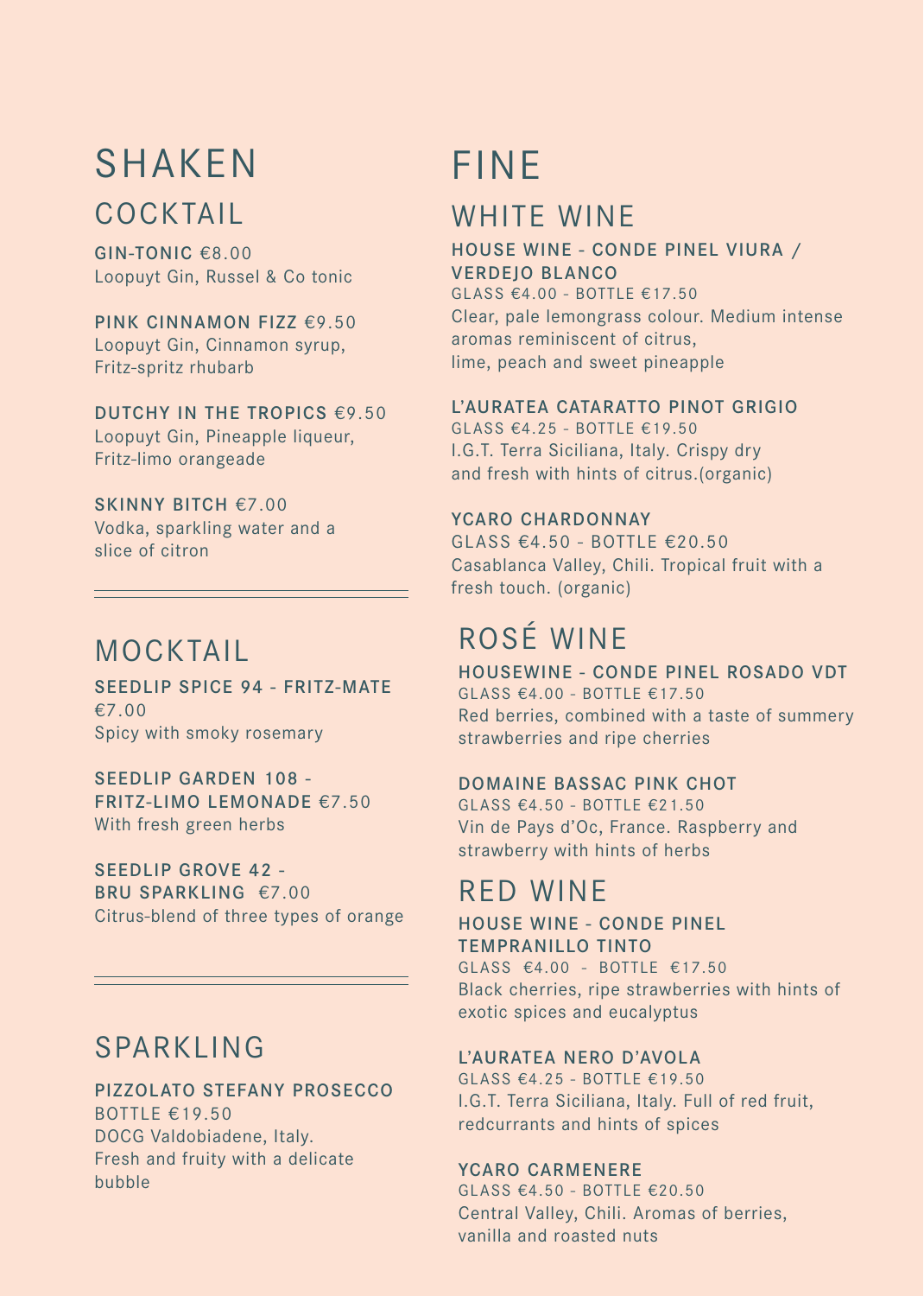# SHAKEN

## COCKTAIL

**GIN-TONIC** €8.00
Loopuyt Gin, Russel & Co tonic

**PINK CINNAMON FIZZ** €9.50
Loopuyt Gin, Cinnamon syrup, Fritz-spritz rhubarb

**DUTCHY IN THE TROPICS** €9.50
Loopuyt Gin, Pineapple liqueur, Fritz-limo orangeade

**SKINNY BITCH** €7.00
Vodka, sparkling water and a slice of citron

## MOCKTAIL

**SEEDLIP SPICE 94 - FRITZ-MATE**
€7.00
Spicy with smoky rosemary

**SEEDLIP GARDEN 108 - FRITZ-LIMO LEMONADE** €7.50
With fresh green herbs

**SEEDLIP GROVE 42 - BRU SPARKLING** €7.00
Citrus-blend of three types of orange

## SPARKLING

**PIZZOLATO STEFANY PROSECCO**
BOTTLE €19.50
DOCG Valdobiadene, Italy.
Fresh and fruity with a delicate bubble

# FINE

## WHITE WINE

**HOUSE WINE - CONDE PINEL VIURA / VERDEJO BLANCO**
GLASS €4.00 - BOTTLE €17.50
Clear, pale lemongrass colour. Medium intense aromas reminiscent of citrus, lime, peach and sweet pineapple

**L'AURATEA CATARATTO PINOT GRIGIO**
GLASS €4.25 - BOTTLE €19.50
I.G.T. Terra Siciliana, Italy. Crispy dry and fresh with hints of citrus.(organic)

**YCARO CHARDONNAY**
GLASS €4.50 - BOTTLE €20.50
Casablanca Valley, Chili. Tropical fruit with a fresh touch. (organic)

## ROSÉ WINE

**HOUSEWINE - CONDE PINEL ROSADO VDT**
GLASS €4.00 - BOTTLE €17.50
Red berries, combined with a taste of summery strawberries and ripe cherries

**DOMAINE BASSAC PINK CHOT**
GLASS €4.50 - BOTTLE €21.50
Vin de Pays d'Oc, France. Raspberry and strawberry with hints of herbs

## RED WINE

**HOUSE WINE - CONDE PINEL TEMPRANILLO TINTO**
GLASS €4.00 - BOTTLE €17.50
Black cherries, ripe strawberries with hints of exotic spices and eucalyptus

**L'AURATEA NERO D'AVOLA**
GLASS €4.25 - BOTTLE €19.50
I.G.T. Terra Siciliana, Italy. Full of red fruit, redcurrants and hints of spices

**YCARO CARMENERE**
GLASS €4.50 - BOTTLE €20.50
Central Valley, Chili. Aromas of berries, vanilla and roasted nuts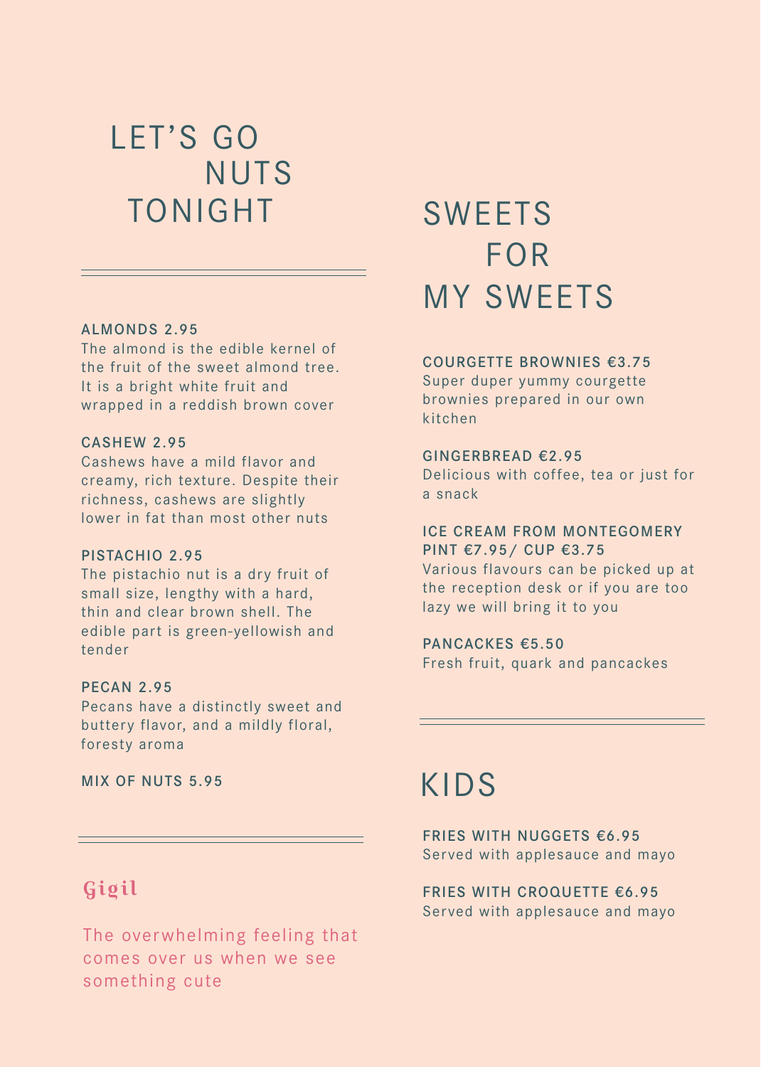# LET'S GO NUTS TONIGHT

**ALMONDS 2.95**
The almond is the edible kernel of the fruit of the sweet almond tree. It is a bright white fruit and wrapped in a reddish brown cover

**CASHEW 2.95**
Cashews have a mild flavor and creamy, rich texture. Despite their richness, cashews are slightly lower in fat than most other nuts

**PISTACHIO 2.95**
The pistachio nut is a dry fruit of small size, lengthy with a hard, thin and clear brown shell. The edible part is green-yellowish and tender

**PECAN 2.95**
Pecans have a distinctly sweet and buttery flavor, and a mildly floral, foresty aroma

**MIX OF NUTS 5.95**

## Gigil

The overwhelming feeling that comes over us when we see something cute

# SWEETS FOR MY SWEETS

**COURGETTE BROWNIES €3.75**
Super duper yummy courgette brownies prepared in our own kitchen

**GINGERBREAD €2.95**
Delicious with coffee, tea or just for a snack

**ICE CREAM FROM MONTEGOMERY PINT €7.95/ CUP €3.75**
Various flavours can be picked up at the reception desk or if you are too lazy we will bring it to you

**PANCACKES €5.50**
Fresh fruit, quark and pancackes

# KIDS

**FRIES WITH NUGGETS €6.95**
Served with applesauce and mayo

**FRIES WITH CROQUETTE €6.95**
Served with applesauce and mayo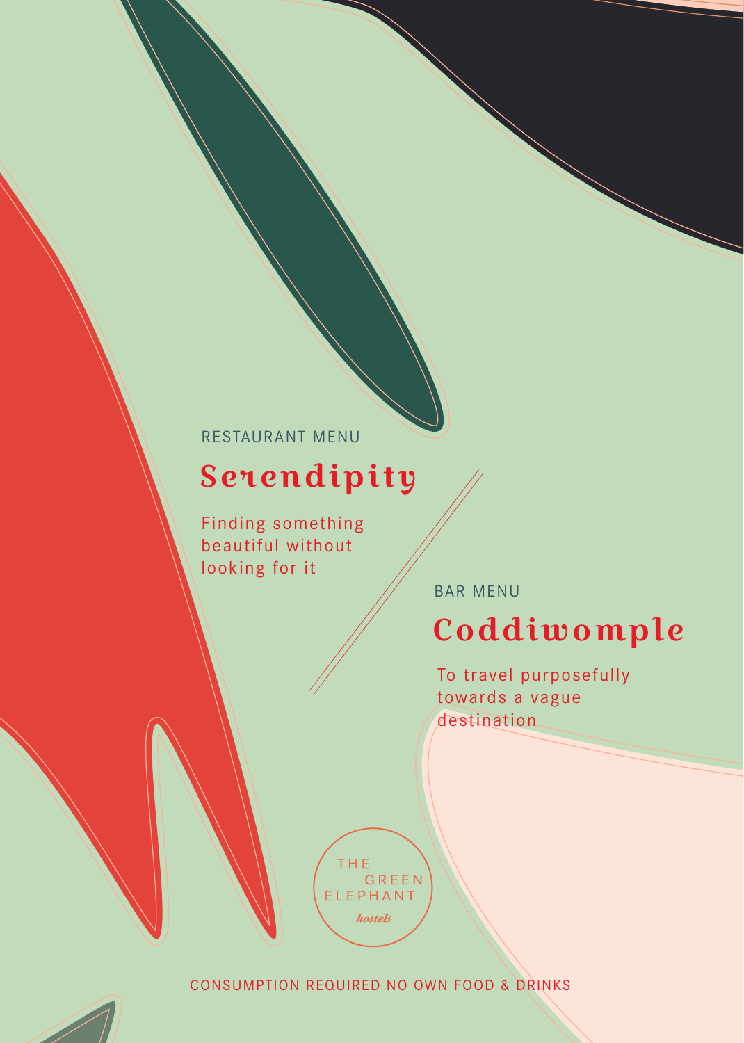RESTAURANT MENU

# Serendipity

Finding something beautiful without looking for it

BAR MENU

# Coddiwomple

To travel purposefully towards a vague destination

THE GREEN ELEPHANT
*hostels*

CONSUMPTION REQUIRED NO OWN FOOD & DRINKS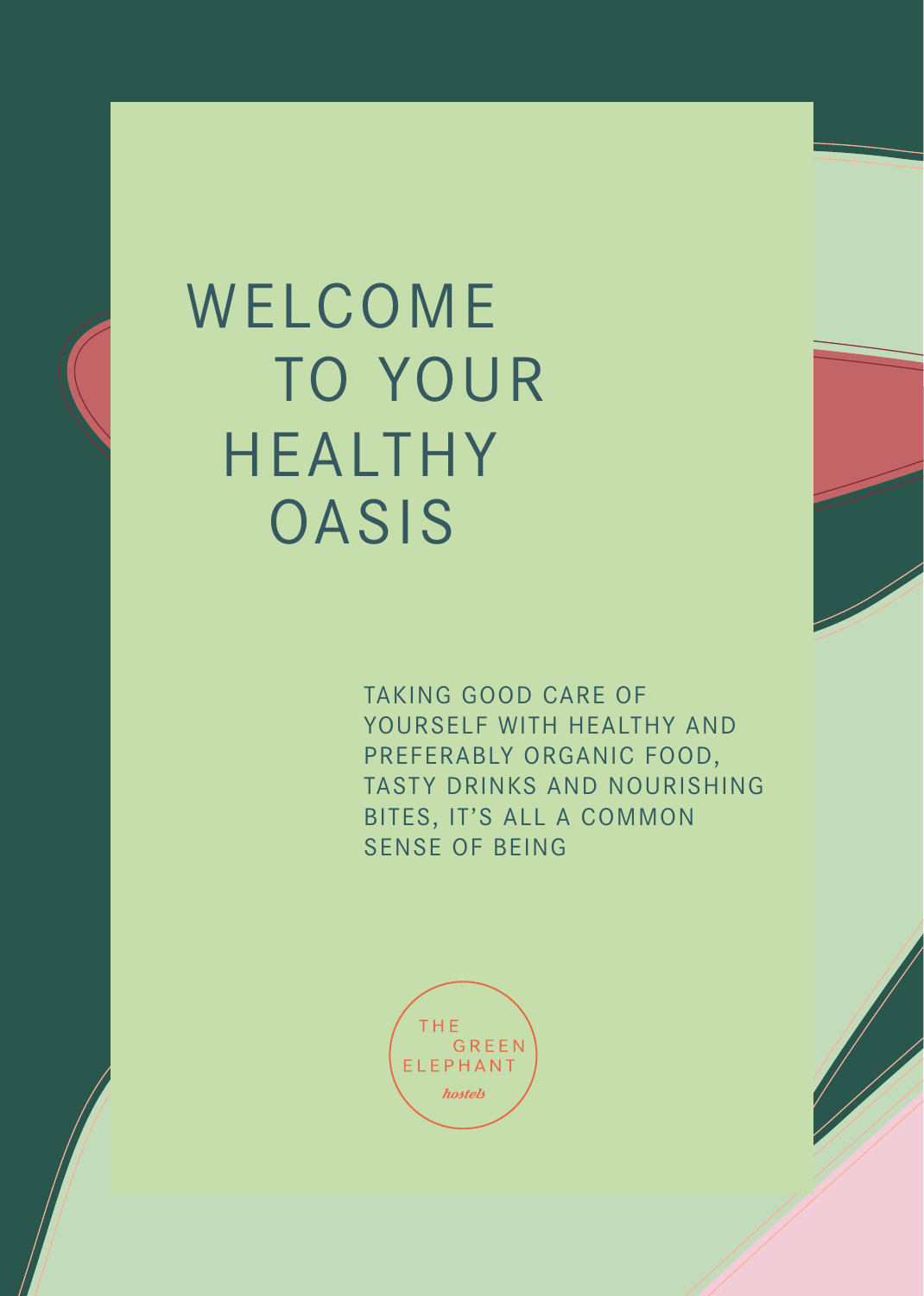# WELCOME TO YOUR HEALTHY OASIS

TAKING GOOD CARE OF YOURSELF WITH HEALTHY AND PREFERABLY ORGANIC FOOD, TASTY DRINKS AND NOURISHING BITES, IT'S ALL A COMMON SENSE OF BEING

THE GREEN ELEPHANT *hostels*